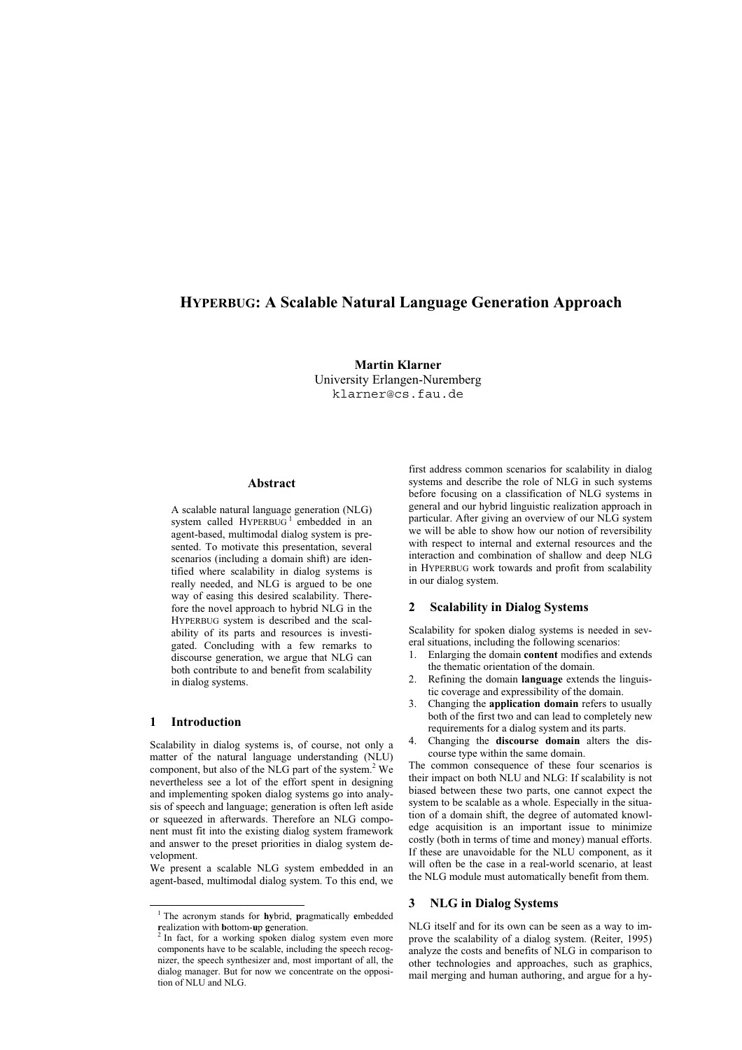# HYPERBUG: A Scalable Natural Language Generation Approach

**Martin Klarner**
University Erlangen-Nuremberg
klarner@cs.fau.de

## Abstract

A scalable natural language generation (NLG) system called HYPERBUG[1] embedded in an agent-based, multimodal dialog system is presented. To motivate this presentation, several scenarios (including a domain shift) are identified where scalability in dialog systems is really needed, and NLG is argued to be one way of easing this desired scalability. Therefore the novel approach to hybrid NLG in the HYPERBUG system is described and the scalability of its parts and resources is investigated. Concluding with a few remarks to discourse generation, we argue that NLG can both contribute to and benefit from scalability in dialog systems.

## 1 Introduction

Scalability in dialog systems is, of course, not only a matter of the natural language understanding (NLU) component, but also of the NLG part of the system.[2] We nevertheless see a lot of the effort spent in designing and implementing spoken dialog systems go into analysis of speech and language; generation is often left aside or squeezed in afterwards. Therefore an NLG component must fit into the existing dialog system framework and answer to the preset priorities in dialog system development.

We present a scalable NLG system embedded in an agent-based, multimodal dialog system. To this end, we first address common scenarios for scalability in dialog systems and describe the role of NLG in such systems before focusing on a classification of NLG systems in general and our hybrid linguistic realization approach in particular. After giving an overview of our NLG system we will be able to show how our notion of reversibility with respect to internal and external resources and the interaction and combination of shallow and deep NLG in HYPERBUG work towards and profit from scalability in our dialog system.

## 2 Scalability in Dialog Systems

Scalability for spoken dialog systems is needed in several situations, including the following scenarios:

1. Enlarging the domain **content** modifies and extends the thematic orientation of the domain.
2. Refining the domain **language** extends the linguistic coverage and expressibility of the domain.
3. Changing the **application domain** refers to usually both of the first two and can lead to completely new requirements for a dialog system and its parts.
4. Changing the **discourse domain** alters the discourse type within the same domain.

The common consequence of these four scenarios is their impact on both NLU and NLG: If scalability is not biased between these two parts, one cannot expect the system to be scalable as a whole. Especially in the situation of a domain shift, the degree of automated knowledge acquisition is an important issue to minimize costly (both in terms of time and money) manual efforts. If these are unavoidable for the NLU component, as it will often be the case in a real-world scenario, at least the NLG module must automatically benefit from them.

## 3 NLG in Dialog Systems

NLG itself and for its own can be seen as a way to improve the scalability of a dialog system. (Reiter, 1995) analyze the costs and benefits of NLG in comparison to other technologies and approaches, such as graphics, mail merging and human authoring, and argue for a hy-

---

[1] The acronym stands for **hy**brid, **p**ragmatically **e**mbedded **r**ealization with **b**ottom-**u**p **g**eneration.

[2] In fact, for a working spoken dialog system even more components have to be scalable, including the speech recognizer, the speech synthesizer and, most important of all, the dialog manager. But for now we concentrate on the opposition of NLU and NLG.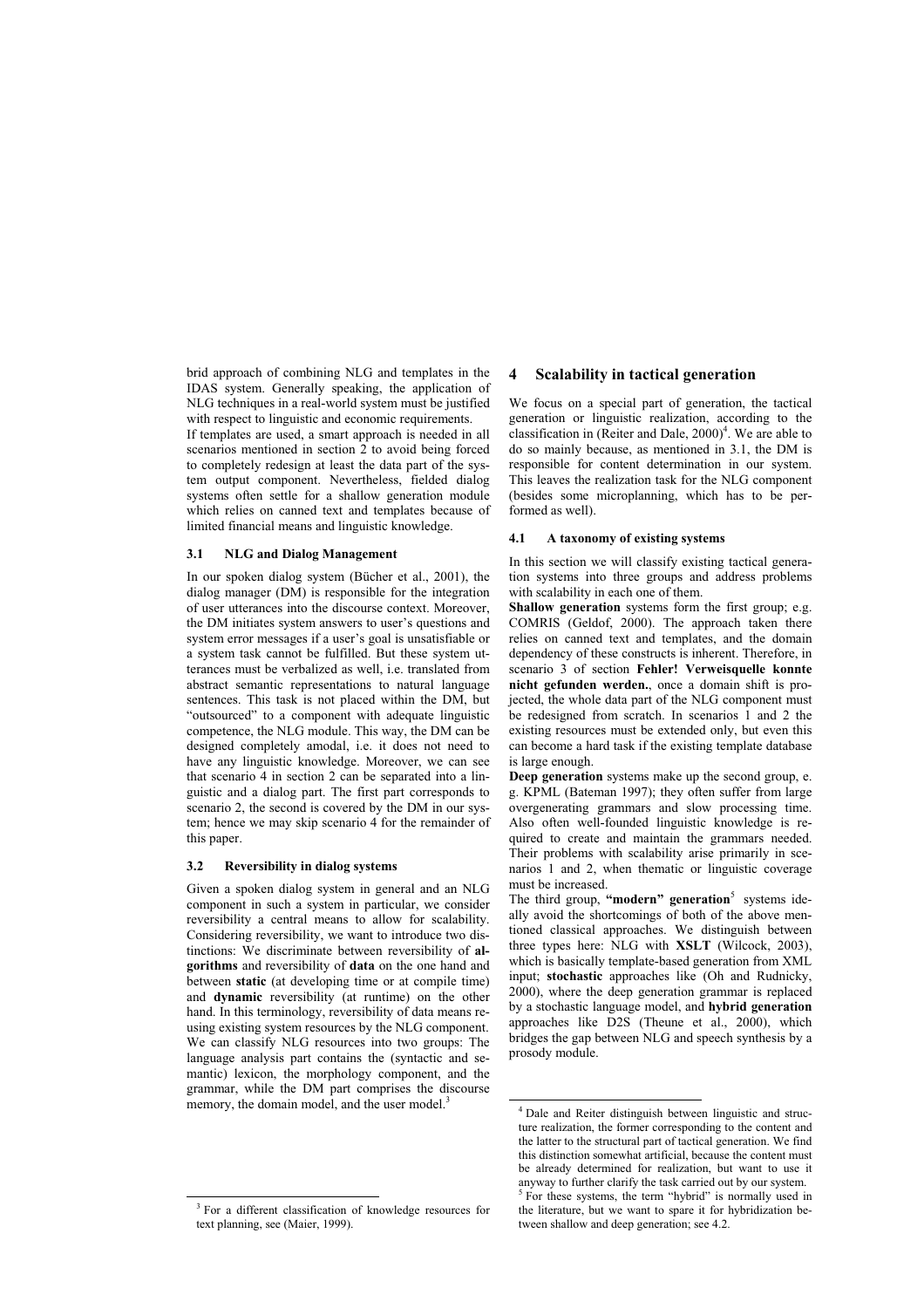brid approach of combining NLG and templates in the IDAS system. Generally speaking, the application of NLG techniques in a real-world system must be justified with respect to linguistic and economic requirements.

If templates are used, a smart approach is needed in all scenarios mentioned in section 2 to avoid being forced to completely redesign at least the data part of the system output component. Nevertheless, fielded dialog systems often settle for a shallow generation module which relies on canned text and templates because of limited financial means and linguistic knowledge.

### 3.1 NLG and Dialog Management

In our spoken dialog system (Bücher et al., 2001), the dialog manager (DM) is responsible for the integration of user utterances into the discourse context. Moreover, the DM initiates system answers to user's questions and system error messages if a user's goal is unsatisfiable or a system task cannot be fulfilled. But these system utterances must be verbalized as well, i.e. translated from abstract semantic representations to natural language sentences. This task is not placed within the DM, but "outsourced" to a component with adequate linguistic competence, the NLG module. This way, the DM can be designed completely amodal, i.e. it does not need to have any linguistic knowledge. Moreover, we can see that scenario 4 in section 2 can be separated into a linguistic and a dialog part. The first part corresponds to scenario 2, the second is covered by the DM in our system; hence we may skip scenario 4 for the remainder of this paper.

### 3.2 Reversibility in dialog systems

Given a spoken dialog system in general and an NLG component in such a system in particular, we consider reversibility a central means to allow for scalability. Considering reversibility, we want to introduce two distinctions: We discriminate between reversibility of **algorithms** and reversibility of **data** on the one hand and between **static** (at developing time or at compile time) and **dynamic** reversibility (at runtime) on the other hand. In this terminology, reversibility of data means reusing existing system resources by the NLG component: We can classify NLG resources into two groups: The language analysis part contains the (syntactic and semantic) lexicon, the morphology component, and the grammar, while the DM part comprises the discourse memory, the domain model, and the user model.[3]

[3] For a different classification of knowledge resources for text planning, see (Maier, 1999).

## 4 Scalability in tactical generation

We focus on a special part of generation, the tactical generation or linguistic realization, according to the classification in (Reiter and Dale, 2000)[4]. We are able to do so mainly because, as mentioned in 3.1, the DM is responsible for content determination in our system. This leaves the realization task for the NLG component (besides some microplanning, which has to be performed as well).

### 4.1 A taxonomy of existing systems

In this section we will classify existing tactical generation systems into three groups and address problems with scalability in each one of them.

**Shallow generation** systems form the first group; e.g. COMRIS (Geldof, 2000). The approach taken there relies on canned text and templates, and the domain dependency of these constructs is inherent. Therefore, in scenario 3 of section **Fehler! Verweisquelle konnte nicht gefunden werden.**, once a domain shift is projected, the whole data part of the NLG component must be redesigned from scratch. In scenarios 1 and 2 the existing resources must be extended only, but even this can become a hard task if the existing template database is large enough.

**Deep generation** systems make up the second group, e. g. KPML (Bateman 1997); they often suffer from large overgenerating grammars and slow processing time. Also often well-founded linguistic knowledge is required to create and maintain the grammars needed. Their problems with scalability arise primarily in scenarios 1 and 2, when thematic or linguistic coverage must be increased.

The third group, **"modern" generation**[5] systems ideally avoid the shortcomings of both of the above mentioned classical approaches. We distinguish between three types here: NLG with **XSLT** (Wilcock, 2003), which is basically template-based generation from XML input; **stochastic** approaches like (Oh and Rudnicky, 2000), where the deep generation grammar is replaced by a stochastic language model, and **hybrid generation** approaches like D2S (Theune et al., 2000), which bridges the gap between NLG and speech synthesis by a prosody module.

[4] Dale and Reiter distinguish between linguistic and structure realization, the former corresponding to the content and the latter to the structural part of tactical generation. We find this distinction somewhat artificial, because the content must be already determined for realization, but want to use it anyway to further clarify the task carried out by our system.

[5] For these systems, the term "hybrid" is normally used in the literature, but we want to spare it for hybridization between shallow and deep generation; see 4.2.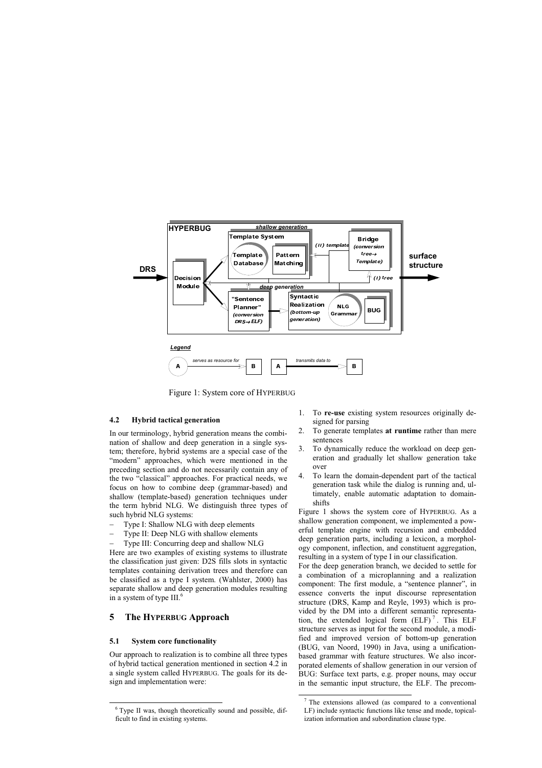Figure 1: System core of HYPERBUG

### 4.2 Hybrid tactical generation

In our terminology, hybrid generation means the combination of shallow and deep generation in a single system; therefore, hybrid systems are a special case of the "modern" approaches, which were mentioned in the preceding section and do not necessarily contain any of the two "classical" approaches. For practical needs, we focus on how to combine deep (grammar-based) and shallow (template-based) generation techniques under the term hybrid NLG. We distinguish three types of such hybrid NLG systems:

- Type I: Shallow NLG with deep elements
- Type II: Deep NLG with shallow elements
- Type III: Concurring deep and shallow NLG

Here are two examples of existing systems to illustrate the classification just given: D2S fills slots in syntactic templates containing derivation trees and therefore can be classified as a type I system. (Wahlster, 2000) has separate shallow and deep generation modules resulting in a system of type III.[6]

## 5 The HYPERBUG Approach

### 5.1 System core functionality

Our approach to realization is to combine all three types of hybrid tactical generation mentioned in section 4.2 in a single system called HYPERBUG. The goals for its design and implementation were:

1. To **re-use** existing system resources originally designed for parsing
2. To generate templates **at runtime** rather than mere sentences
3. To dynamically reduce the workload on deep generation and gradually let shallow generation take over
4. To learn the domain-dependent part of the tactical generation task while the dialog is running and, ultimately, enable automatic adaptation to domain-shifts

Figure 1 shows the system core of HYPERBUG. As a shallow generation component, we implemented a powerful template engine with recursion and embedded deep generation parts, including a lexicon, a morphology component, inflection, and constituent aggregation, resulting in a system of type I in our classification.

For the deep generation branch, we decided to settle for a combination of a microplanning and a realization component: The first module, a "sentence planner", in essence converts the input discourse representation structure (DRS, Kamp and Reyle, 1993) which is provided by the DM into a different semantic representation, the extended logical form (ELF)[7]. This ELF structure serves as input for the second module, a modified and improved version of bottom-up generation (BUG, van Noord, 1990) in Java, using a unification-based grammar with feature structures. We also incorporated elements of shallow generation in our version of BUG: Surface text parts, e.g. proper nouns, may occur in the semantic input structure, the ELF. The precom-

---

[6] Type II was, though theoretically sound and possible, difficult to find in existing systems.

[7] The extensions allowed (as compared to a conventional LF) include syntactic functions like tense and mode, topicalization information and subordination clause type.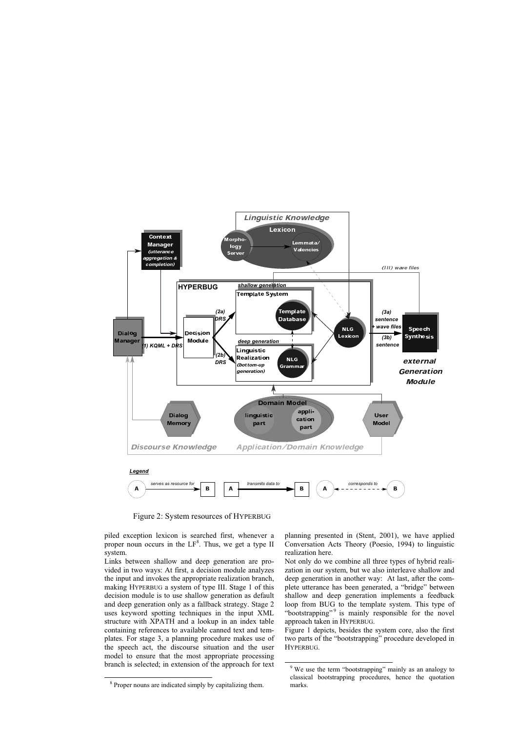Figure 2: System resources of HYPERBUG

piled exception lexicon is searched first, whenever a proper noun occurs in the LF[8]. Thus, we get a type II system.

Links between shallow and deep generation are provided in two ways: At first, a decision module analyzes the input and invokes the appropriate realization branch, making HYPERBUG a system of type III. Stage 1 of this decision module is to use shallow generation as default and deep generation only as a fallback strategy. Stage 2 uses keyword spotting techniques in the input XML structure with XPATH and a lookup in an index table containing references to available canned text and templates. For stage 3, a planning procedure makes use of the speech act, the discourse situation and the user model to ensure that the most appropriate processing branch is selected; in extension of the approach for text planning presented in (Stent, 2001), we have applied Conversation Acts Theory (Poesio, 1994) to linguistic realization here.

Not only do we combine all three types of hybrid realization in our system, but we also interleave shallow and deep generation in another way: At last, after the complete utterance has been generated, a "bridge" between shallow and deep generation implements a feedback loop from BUG to the template system. This type of "bootstrapping"[9] is mainly responsible for the novel approach taken in HYPERBUG.

Figure 1 depicts, besides the system core, also the first two parts of the "bootstrapping" procedure developed in HYPERBUG.

[8] Proper nouns are indicated simply by capitalizing them.

[9] We use the term "bootstrapping" mainly as an analogy to classical bootstrapping procedures, hence the quotation marks.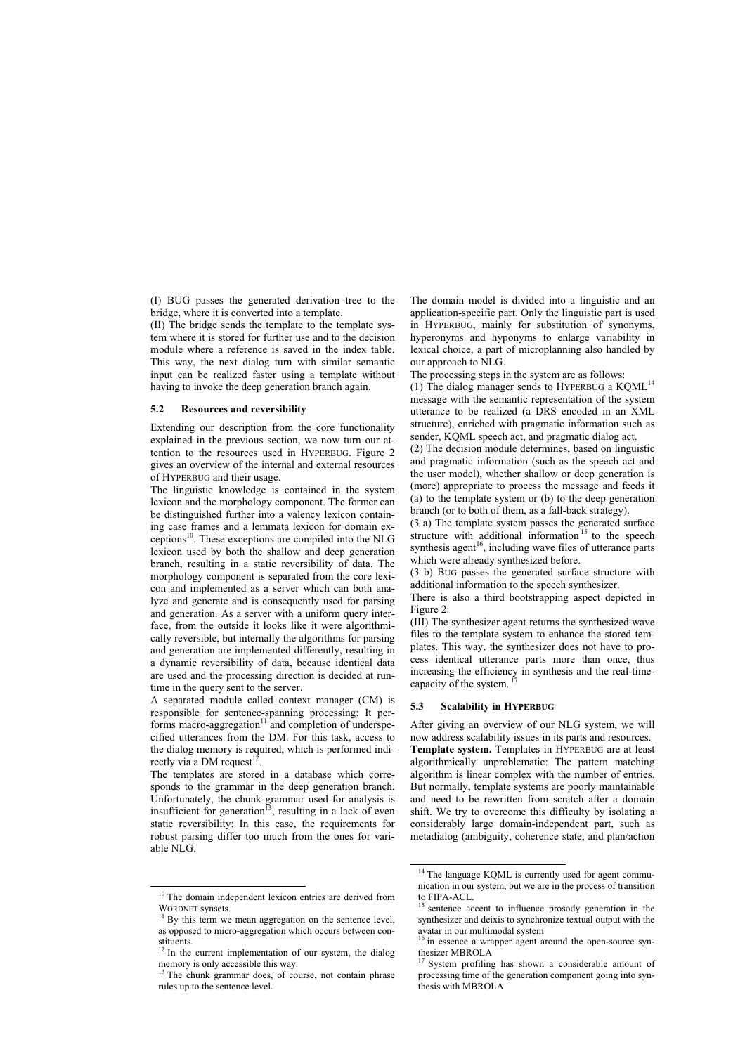(I) BUG passes the generated derivation tree to the bridge, where it is converted into a template.

(II) The bridge sends the template to the template system where it is stored for further use and to the decision module where a reference is saved in the index table. This way, the next dialog turn with similar semantic input can be realized faster using a template without having to invoke the deep generation branch again.

### 5.2 Resources and reversibility

Extending our description from the core functionality explained in the previous section, we now turn our attention to the resources used in HYPERBUG. Figure 2 gives an overview of the internal and external resources of HYPERBUG and their usage.

The linguistic knowledge is contained in the system lexicon and the morphology component. The former can be distinguished further into a valency lexicon containing case frames and a lemmata lexicon for domain exceptions[10]. These exceptions are compiled into the NLG lexicon used by both the shallow and deep generation branch, resulting in a static reversibility of data. The morphology component is separated from the core lexicon and implemented as a server which can both analyze and generate and is consequently used for parsing and generation. As a server with a uniform query interface, from the outside it looks like it were algorithmically reversible, but internally the algorithms for parsing and generation are implemented differently, resulting in a dynamic reversibility of data, because identical data are used and the processing direction is decided at runtime in the query sent to the server.

A separated module called context manager (CM) is responsible for sentence-spanning processing: It performs macro-aggregation[11] and completion of underspecified utterances from the DM. For this task, access to the dialog memory is required, which is performed indirectly via a DM request[12].

The templates are stored in a database which corresponds to the grammar in the deep generation branch. Unfortunately, the chunk grammar used for analysis is insufficient for generation[13], resulting in a lack of even static reversibility: In this case, the requirements for robust parsing differ too much from the ones for variable NLG.

The domain model is divided into a linguistic and an application-specific part. Only the linguistic part is used in HYPERBUG, mainly for substitution of synonyms, hyperonyms and hyponyms to enlarge variability in lexical choice, a part of microplanning also handled by our approach to NLG.

The processing steps in the system are as follows:

(1) The dialog manager sends to HYPERBUG a KQML[14] message with the semantic representation of the system utterance to be realized (a DRS encoded in an XML structure), enriched with pragmatic information such as sender, KQML speech act, and pragmatic dialog act.

(2) The decision module determines, based on linguistic and pragmatic information (such as the speech act and the user model), whether shallow or deep generation is (more) appropriate to process the message and feeds it (a) to the template system or (b) to the deep generation branch (or to both of them, as a fall-back strategy).

(3 a) The template system passes the generated surface structure with additional information[15] to the speech synthesis agent[16], including wave files of utterance parts which were already synthesized before.

(3 b) BUG passes the generated surface structure with additional information to the speech synthesizer.

There is also a third bootstrapping aspect depicted in Figure 2:

(III) The synthesizer agent returns the synthesized wave files to the template system to enhance the stored templates. This way, the synthesizer does not have to process identical utterance parts more than once, thus increasing the efficiency in synthesis and the real-time-capacity of the system. [17]

### 5.3 Scalability in HYPERBUG

After giving an overview of our NLG system, we will now address scalability issues in its parts and resources.

**Template system.** Templates in HYPERBUG are at least algorithmically unproblematic: The pattern matching algorithm is linear complex with the number of entries. But normally, template systems are poorly maintainable and need to be rewritten from scratch after a domain shift. We try to overcome this difficulty by isolating a considerably large domain-independent part, such as metadialog (ambiguity, coherence state, and plan/action

---

[10] The domain independent lexicon entries are derived from WORDNET synsets.

[11] By this term we mean aggregation on the sentence level, as opposed to micro-aggregation which occurs between constituents.

[12] In the current implementation of our system, the dialog memory is only accessible this way.

[13] The chunk grammar does, of course, not contain phrase rules up to the sentence level.

[14] The language KQML is currently used for agent communication in our system, but we are in the process of transition to FIPA-ACL.

[15] sentence accent to influence prosody generation in the synthesizer and deixis to synchronize textual output with the avatar in our multimodal system

[16] in essence a wrapper agent around the open-source synthesizer MBROLA

[17] System profiling has shown a considerable amount of processing time of the generation component going into synthesis with MBROLA.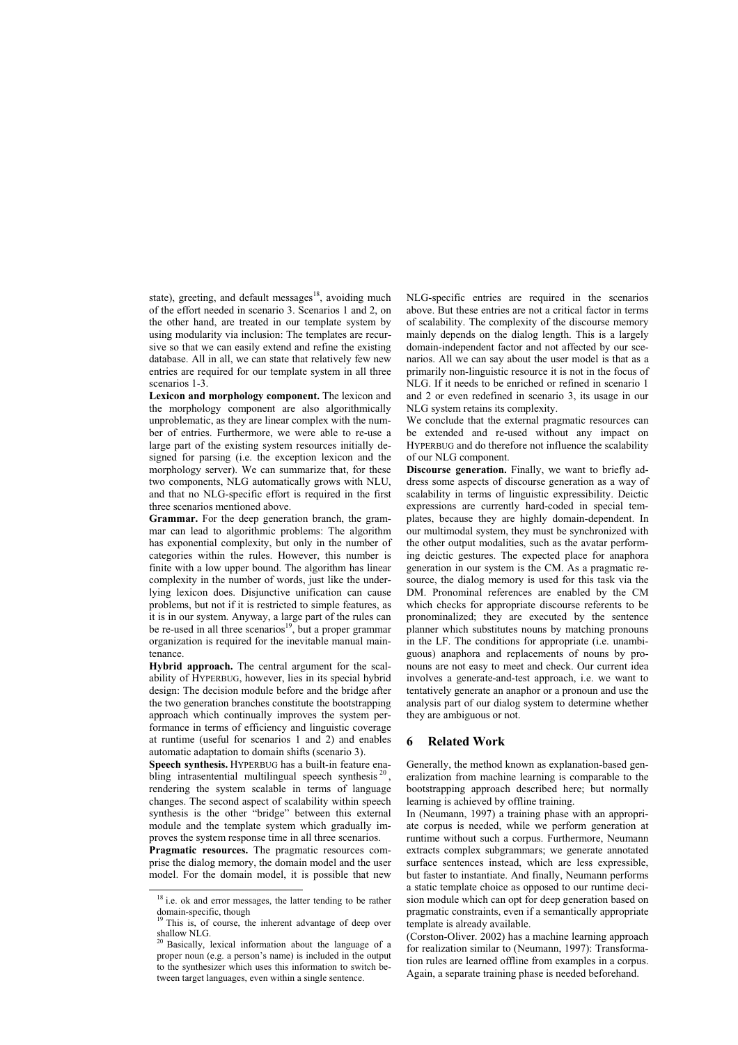state), greeting, and default messages[18], avoiding much of the effort needed in scenario 3. Scenarios 1 and 2, on the other hand, are treated in our template system by using modularity via inclusion: The templates are recursive so that we can easily extend and refine the existing database. All in all, we can state that relatively few new entries are required for our template system in all three scenarios 1-3.

**Lexicon and morphology component.** The lexicon and the morphology component are also algorithmically unproblematic, as they are linear complex with the number of entries. Furthermore, we were able to re-use a large part of the existing system resources initially designed for parsing (i.e. the exception lexicon and the morphology server). We can summarize that, for these two components, NLG automatically grows with NLU, and that no NLG-specific effort is required in the first three scenarios mentioned above.

**Grammar.** For the deep generation branch, the grammar can lead to algorithmic problems: The algorithm has exponential complexity, but only in the number of categories within the rules. However, this number is finite with a low upper bound. The algorithm has linear complexity in the number of words, just like the underlying lexicon does. Disjunctive unification can cause problems, but not if it is restricted to simple features, as it is in our system. Anyway, a large part of the rules can be re-used in all three scenarios[19], but a proper grammar organization is required for the inevitable manual maintenance.

**Hybrid approach.** The central argument for the scalability of HYPERBUG, however, lies in its special hybrid design: The decision module before and the bridge after the two generation branches constitute the bootstrapping approach which continually improves the system performance in terms of efficiency and linguistic coverage at runtime (useful for scenarios 1 and 2) and enables automatic adaptation to domain shifts (scenario 3).

**Speech synthesis.** HYPERBUG has a built-in feature enabling intrasentential multilingual speech synthesis[20], rendering the system scalable in terms of language changes. The second aspect of scalability within speech synthesis is the other "bridge" between this external module and the template system which gradually improves the system response time in all three scenarios.

**Pragmatic resources.** The pragmatic resources comprise the dialog memory, the domain model and the user model. For the domain model, it is possible that new NLG-specific entries are required in the scenarios above. But these entries are not a critical factor in terms of scalability. The complexity of the discourse memory mainly depends on the dialog length. This is a largely domain-independent factor and not affected by our scenarios. All we can say about the user model is that as a primarily non-linguistic resource it is not in the focus of NLG. If it needs to be enriched or refined in scenario 1 and 2 or even redefined in scenario 3, its usage in our NLG system retains its complexity.

We conclude that the external pragmatic resources can be extended and re-used without any impact on HYPERBUG and do therefore not influence the scalability of our NLG component.

**Discourse generation.** Finally, we want to briefly address some aspects of discourse generation as a way of scalability in terms of linguistic expressibility. Deictic expressions are currently hard-coded in special templates, because they are highly domain-dependent. In our multimodal system, they must be synchronized with the other output modalities, such as the avatar performing deictic gestures. The expected place for anaphora generation in our system is the CM. As a pragmatic resource, the dialog memory is used for this task via the DM. Pronominal references are enabled by the CM which checks for appropriate discourse referents to be pronominalized; they are executed by the sentence planner which substitutes nouns by matching pronouns in the LF. The conditions for appropriate (i.e. unambiguous) anaphora and replacements of nouns by pronouns are not easy to meet and check. Our current idea involves a generate-and-test approach, i.e. we want to tentatively generate an anaphor or a pronoun and use the analysis part of our dialog system to determine whether they are ambiguous or not.

## 6 Related Work

Generally, the method known as explanation-based generalization from machine learning is comparable to the bootstrapping approach described here; but normally learning is achieved by offline training.

In (Neumann, 1997) a training phase with an appropriate corpus is needed, while we perform generation at runtime without such a corpus. Furthermore, Neumann extracts complex subgrammars; we generate annotated surface sentences instead, which are less expressible, but faster to instantiate. And finally, Neumann performs a static template choice as opposed to our runtime decision module which can opt for deep generation based on pragmatic constraints, even if a semantically appropriate template is already available.

(Corston-Oliver. 2002) has a machine learning approach for realization similar to (Neumann, 1997): Transformation rules are learned offline from examples in a corpus. Again, a separate training phase is needed beforehand.

---

[18] i.e. ok and error messages, the latter tending to be rather domain-specific, though

[19] This is, of course, the inherent advantage of deep over shallow NLG.

[20] Basically, lexical information about the language of a proper noun (e.g. a person's name) is included in the output to the synthesizer which uses this information to switch between target languages, even within a single sentence.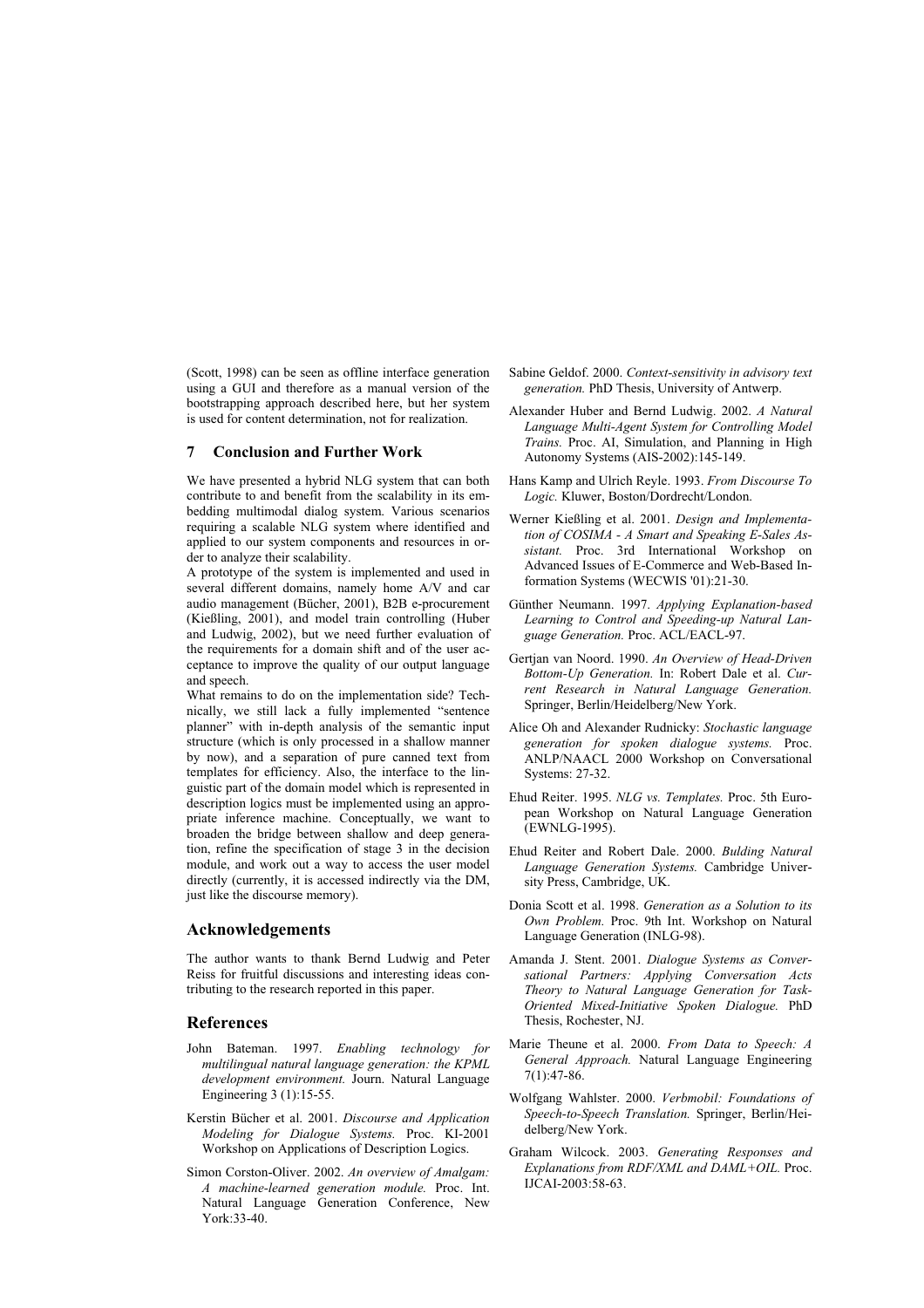(Scott, 1998) can be seen as offline interface generation using a GUI and therefore as a manual version of the bootstrapping approach described here, but her system is used for content determination, not for realization.

## 7 Conclusion and Further Work

We have presented a hybrid NLG system that can both contribute to and benefit from the scalability in its embedding multimodal dialog system. Various scenarios requiring a scalable NLG system where identified and applied to our system components and resources in order to analyze their scalability.

A prototype of the system is implemented and used in several different domains, namely home A/V and car audio management (Bücher, 2001), B2B e-procurement (Kießling, 2001), and model train controlling (Huber and Ludwig, 2002), but we need further evaluation of the requirements for a domain shift and of the user acceptance to improve the quality of our output language and speech.

What remains to do on the implementation side? Technically, we still lack a fully implemented "sentence planner" with in-depth analysis of the semantic input structure (which is only processed in a shallow manner by now), and a separation of pure canned text from templates for efficiency. Also, the interface to the linguistic part of the domain model which is represented in description logics must be implemented using an appropriate inference machine. Conceptually, we want to broaden the bridge between shallow and deep generation, refine the specification of stage 3 in the decision module, and work out a way to access the user model directly (currently, it is accessed indirectly via the DM, just like the discourse memory).

## Acknowledgements

The author wants to thank Bernd Ludwig and Peter Reiss for fruitful discussions and interesting ideas contributing to the research reported in this paper.

## References

John Bateman. 1997. *Enabling technology for multilingual natural language generation: the KPML development environment.* Journ. Natural Language Engineering 3 (1):15-55.

Kerstin Bücher et al. 2001. *Discourse and Application Modeling for Dialogue Systems.* Proc. KI-2001 Workshop on Applications of Description Logics.

Simon Corston-Oliver. 2002. *An overview of Amalgam: A machine-learned generation module.* Proc. Int. Natural Language Generation Conference, New York:33-40.

Sabine Geldof. 2000. *Context-sensitivity in advisory text generation.* PhD Thesis, University of Antwerp.

Alexander Huber and Bernd Ludwig. 2002. *A Natural Language Multi-Agent System for Controlling Model Trains.* Proc. AI, Simulation, and Planning in High Autonomy Systems (AIS-2002):145-149.

Hans Kamp and Ulrich Reyle. 1993. *From Discourse To Logic.* Kluwer, Boston/Dordrecht/London.

Werner Kießling et al. 2001. *Design and Implementation of COSIMA - A Smart and Speaking E-Sales Assistant.* Proc. 3rd International Workshop on Advanced Issues of E-Commerce and Web-Based Information Systems (WECWIS '01):21-30.

Günther Neumann. 1997. *Applying Explanation-based Learning to Control and Speeding-up Natural Language Generation.* Proc. ACL/EACL-97.

Gertjan van Noord. 1990. *An Overview of Head-Driven Bottom-Up Generation.* In: Robert Dale et al. *Current Research in Natural Language Generation.* Springer, Berlin/Heidelberg/New York.

Alice Oh and Alexander Rudnicky: *Stochastic language generation for spoken dialogue systems.* Proc. ANLP/NAACL 2000 Workshop on Conversational Systems: 27-32.

Ehud Reiter. 1995. *NLG vs. Templates.* Proc. 5th European Workshop on Natural Language Generation (EWNLG-1995).

Ehud Reiter and Robert Dale. 2000. *Bulding Natural Language Generation Systems.* Cambridge University Press, Cambridge, UK.

Donia Scott et al. 1998. *Generation as a Solution to its Own Problem.* Proc. 9th Int. Workshop on Natural Language Generation (INLG-98).

Amanda J. Stent. 2001. *Dialogue Systems as Conversational Partners: Applying Conversation Acts Theory to Natural Language Generation for Task-Oriented Mixed-Initiative Spoken Dialogue.* PhD Thesis, Rochester, NJ.

Marie Theune et al. 2000. *From Data to Speech: A General Approach.* Natural Language Engineering 7(1):47-86.

Wolfgang Wahlster. 2000. *Verbmobil: Foundations of Speech-to-Speech Translation.* Springer, Berlin/Heidelberg/New York.

Graham Wilcock. 2003. *Generating Responses and Explanations from RDF/XML and DAML+OIL.* Proc. IJCAI-2003:58-63.